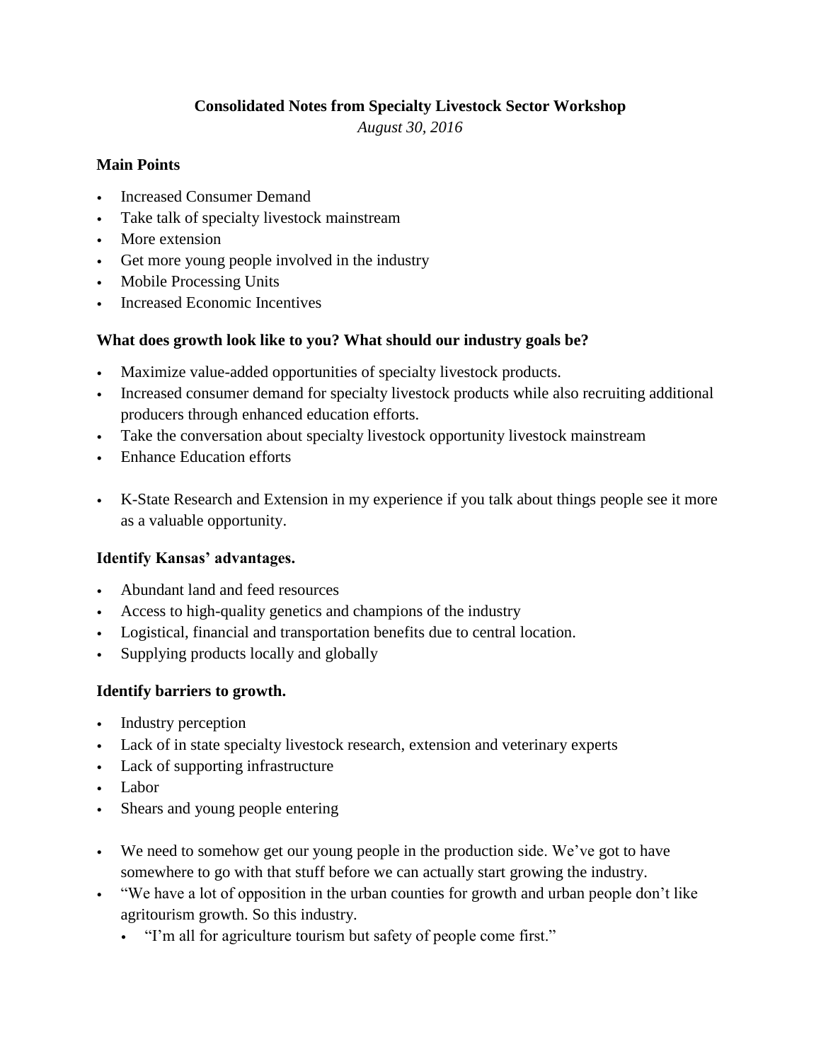**Consolidated Notes from Specialty Livestock Sector Workshop**

*August 30, 2016*

### Main Points

- Increased Consumer Demand
- Take talk of specialty livestock mainstream
- More extension
- Get more young people involved in the industry
- Mobile Processing Units
- Increased Economic Incentives

### What does growth look like to you? What should our industry goals be?

- Maximize value-added opportunities of specialty livestock products.
- Increased consumer demand for specialty livestock products while also recruiting additional producers through enhanced education efforts.
- Take the conversation about specialty livestock opportunity livestock mainstream
- Enhance Education efforts

- K-State Research and Extension in my experience if you talk about things people see it more as a valuable opportunity.

### Identify Kansas' advantages.

- Abundant land and feed resources
- Access to high-quality genetics and champions of the industry
- Logistical, financial and transportation benefits due to central location.
- Supplying products locally and globally

### Identify barriers to growth.

- Industry perception
- Lack of in state specialty livestock research, extension and veterinary experts
- Lack of supporting infrastructure
- Labor
- Shears and young people entering

- We need to somehow get our young people in the production side. We've got to have somewhere to go with that stuff before we can actually start growing the industry.
- "We have a lot of opposition in the urban counties for growth and urban people don't like agritourism growth. So this industry.
  - "I'm all for agriculture tourism but safety of people come first."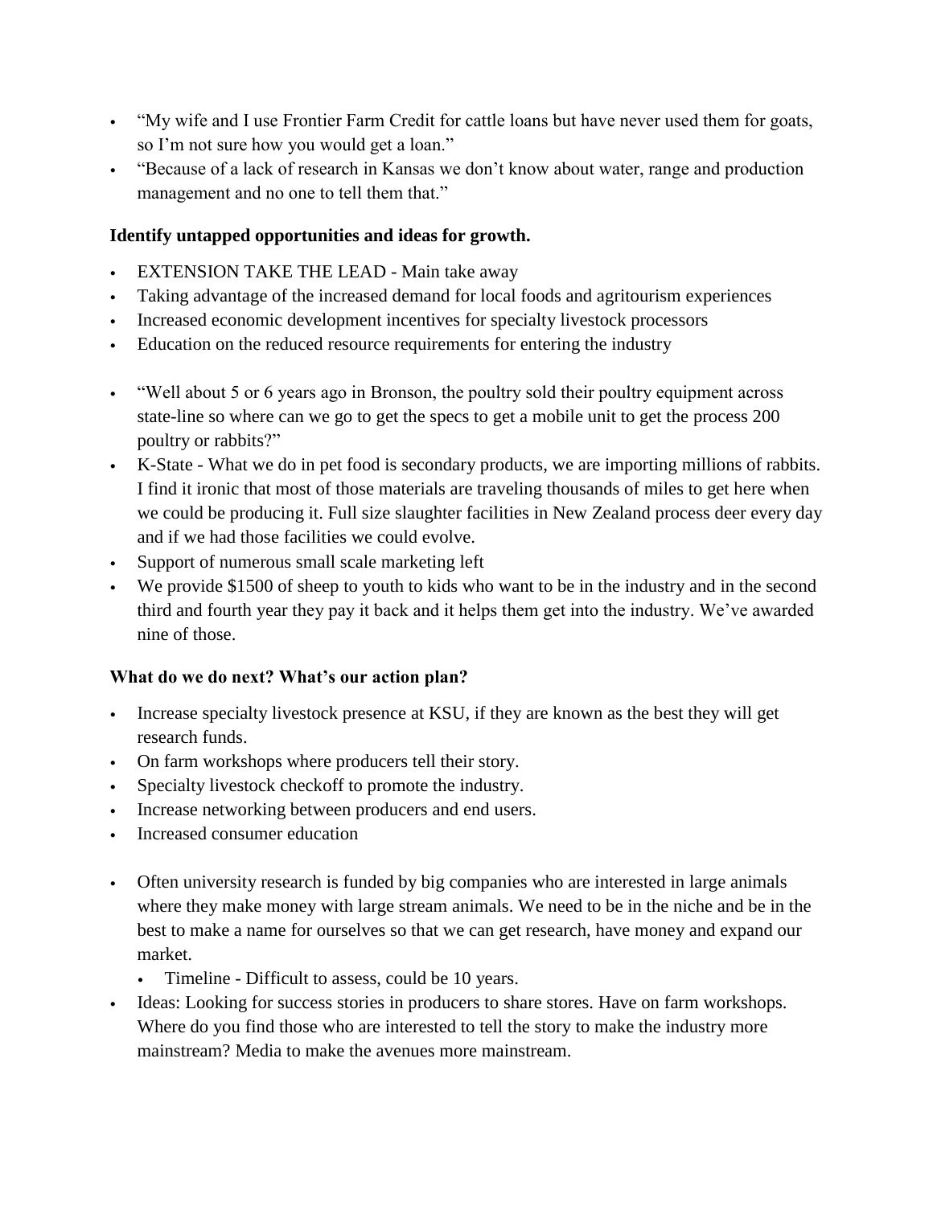- "My wife and I use Frontier Farm Credit for cattle loans but have never used them for goats, so I'm not sure how you would get a loan."
- "Because of a lack of research in Kansas we don't know about water, range and production management and no one to tell them that."

**Identify untapped opportunities and ideas for growth.**

- EXTENSION TAKE THE LEAD - Main take away
- Taking advantage of the increased demand for local foods and agritourism experiences
- Increased economic development incentives for specialty livestock processors
- Education on the reduced resource requirements for entering the industry

- "Well about 5 or 6 years ago in Bronson, the poultry sold their poultry equipment across state-line so where can we go to get the specs to get a mobile unit to get the process 200 poultry or rabbits?"
- K-State - What we do in pet food is secondary products, we are importing millions of rabbits. I find it ironic that most of those materials are traveling thousands of miles to get here when we could be producing it. Full size slaughter facilities in New Zealand process deer every day and if we had those facilities we could evolve.
- Support of numerous small scale marketing left
- We provide $1500 of sheep to youth to kids who want to be in the industry and in the second third and fourth year they pay it back and it helps them get into the industry. We've awarded nine of those.

**What do we do next? What's our action plan?**

- Increase specialty livestock presence at KSU, if they are known as the best they will get research funds.
- On farm workshops where producers tell their story.
- Specialty livestock checkoff to promote the industry.
- Increase networking between producers and end users.
- Increased consumer education

- Often university research is funded by big companies who are interested in large animals where they make money with large stream animals. We need to be in the niche and be in the best to make a name for ourselves so that we can get research, have money and expand our market.
  - Timeline - Difficult to assess, could be 10 years.
- Ideas: Looking for success stories in producers to share stores. Have on farm workshops. Where do you find those who are interested to tell the story to make the industry more mainstream? Media to make the avenues more mainstream.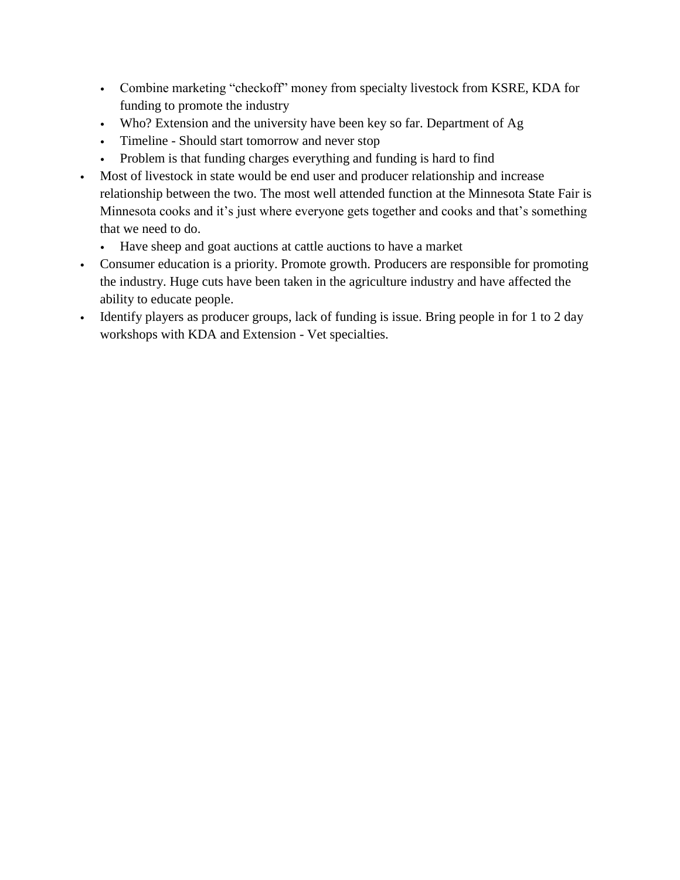- Combine marketing “checkoff” money from specialty livestock from KSRE, KDA for funding to promote the industry
  - Who? Extension and the university have been key so far. Department of Ag
  - Timeline - Should start tomorrow and never stop
  - Problem is that funding charges everything and funding is hard to find
- Most of livestock in state would be end user and producer relationship and increase relationship between the two. The most well attended function at the Minnesota State Fair is Minnesota cooks and it’s just where everyone gets together and cooks and that’s something that we need to do.
  - Have sheep and goat auctions at cattle auctions to have a market
- Consumer education is a priority. Promote growth. Producers are responsible for promoting the industry. Huge cuts have been taken in the agriculture industry and have affected the ability to educate people.
- Identify players as producer groups, lack of funding is issue. Bring people in for 1 to 2 day workshops with KDA and Extension - Vet specialties.